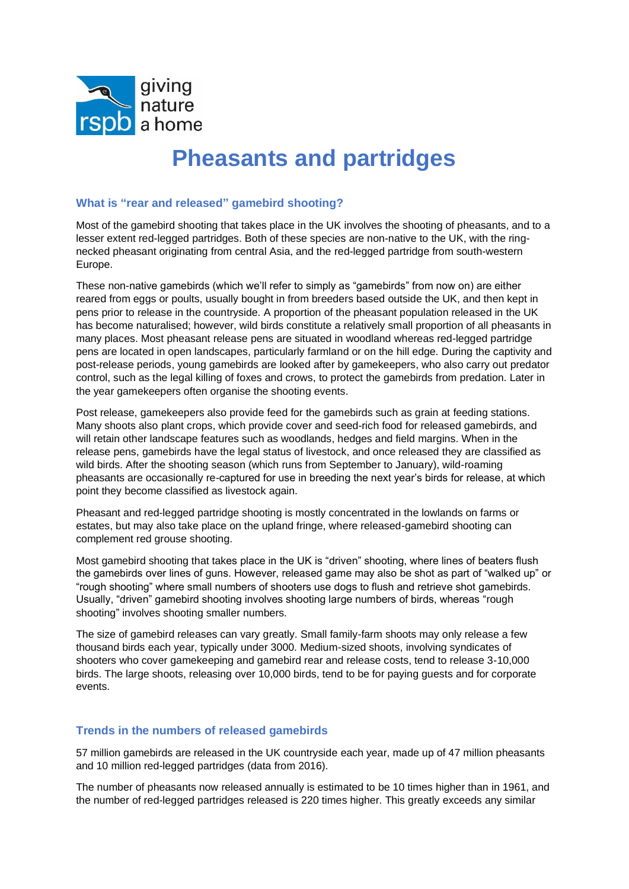# Pheasants and partridges

## What is "rear and released" gamebird shooting?

Most of the gamebird shooting that takes place in the UK involves the shooting of pheasants, and to a lesser extent red-legged partridges. Both of these species are non-native to the UK, with the ring-necked pheasant originating from central Asia, and the red-legged partridge from south-western Europe.

These non-native gamebirds (which we'll refer to simply as "gamebirds" from now on) are either reared from eggs or poults, usually bought in from breeders based outside the UK, and then kept in pens prior to release in the countryside. A proportion of the pheasant population released in the UK has become naturalised; however, wild birds constitute a relatively small proportion of all pheasants in many places. Most pheasant release pens are situated in woodland whereas red-legged partridge pens are located in open landscapes, particularly farmland or on the hill edge. During the captivity and post-release periods, young gamebirds are looked after by gamekeepers, who also carry out predator control, such as the legal killing of foxes and crows, to protect the gamebirds from predation. Later in the year gamekeepers often organise the shooting events.

Post release, gamekeepers also provide feed for the gamebirds such as grain at feeding stations. Many shoots also plant crops, which provide cover and seed-rich food for released gamebirds, and will retain other landscape features such as woodlands, hedges and field margins. When in the release pens, gamebirds have the legal status of livestock, and once released they are classified as wild birds. After the shooting season (which runs from September to January), wild-roaming pheasants are occasionally re-captured for use in breeding the next year's birds for release, at which point they become classified as livestock again.

Pheasant and red-legged partridge shooting is mostly concentrated in the lowlands on farms or estates, but may also take place on the upland fringe, where released-gamebird shooting can complement red grouse shooting.

Most gamebird shooting that takes place in the UK is "driven" shooting, where lines of beaters flush the gamebirds over lines of guns. However, released game may also be shot as part of "walked up" or "rough shooting" where small numbers of shooters use dogs to flush and retrieve shot gamebirds. Usually, "driven" gamebird shooting involves shooting large numbers of birds, whereas "rough shooting" involves shooting smaller numbers.

The size of gamebird releases can vary greatly. Small family-farm shoots may only release a few thousand birds each year, typically under 3000. Medium-sized shoots, involving syndicates of shooters who cover gamekeeping and gamebird rear and release costs, tend to release 3-10,000 birds. The large shoots, releasing over 10,000 birds, tend to be for paying guests and for corporate events.

## Trends in the numbers of released gamebirds

57 million gamebirds are released in the UK countryside each year, made up of 47 million pheasants and 10 million red-legged partridges (data from 2016).

The number of pheasants now released annually is estimated to be 10 times higher than in 1961, and the number of red-legged partridges released is 220 times higher. This greatly exceeds any similar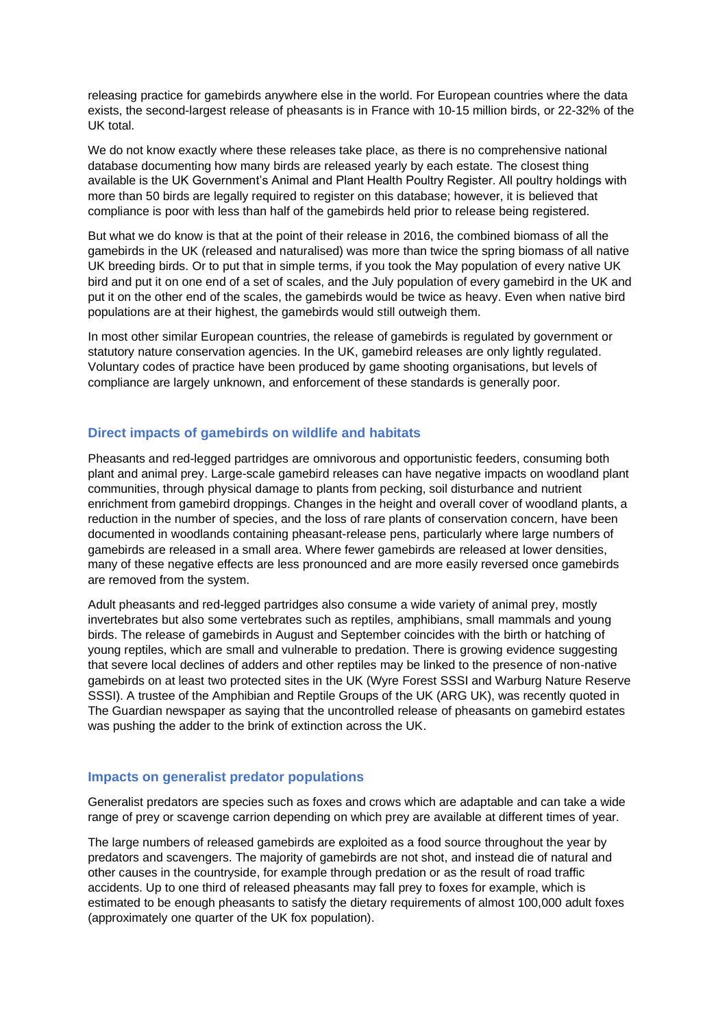releasing practice for gamebirds anywhere else in the world. For European countries where the data exists, the second-largest release of pheasants is in France with 10-15 million birds, or 22-32% of the UK total.

We do not know exactly where these releases take place, as there is no comprehensive national database documenting how many birds are released yearly by each estate. The closest thing available is the UK Government's Animal and Plant Health Poultry Register. All poultry holdings with more than 50 birds are legally required to register on this database; however, it is believed that compliance is poor with less than half of the gamebirds held prior to release being registered.

But what we do know is that at the point of their release in 2016, the combined biomass of all the gamebirds in the UK (released and naturalised) was more than twice the spring biomass of all native UK breeding birds. Or to put that in simple terms, if you took the May population of every native UK bird and put it on one end of a set of scales, and the July population of every gamebird in the UK and put it on the other end of the scales, the gamebirds would be twice as heavy. Even when native bird populations are at their highest, the gamebirds would still outweigh them.

In most other similar European countries, the release of gamebirds is regulated by government or statutory nature conservation agencies. In the UK, gamebird releases are only lightly regulated. Voluntary codes of practice have been produced by game shooting organisations, but levels of compliance are largely unknown, and enforcement of these standards is generally poor.

## Direct impacts of gamebirds on wildlife and habitats

Pheasants and red-legged partridges are omnivorous and opportunistic feeders, consuming both plant and animal prey. Large-scale gamebird releases can have negative impacts on woodland plant communities, through physical damage to plants from pecking, soil disturbance and nutrient enrichment from gamebird droppings. Changes in the height and overall cover of woodland plants, a reduction in the number of species, and the loss of rare plants of conservation concern, have been documented in woodlands containing pheasant-release pens, particularly where large numbers of gamebirds are released in a small area. Where fewer gamebirds are released at lower densities, many of these negative effects are less pronounced and are more easily reversed once gamebirds are removed from the system.

Adult pheasants and red-legged partridges also consume a wide variety of animal prey, mostly invertebrates but also some vertebrates such as reptiles, amphibians, small mammals and young birds. The release of gamebirds in August and September coincides with the birth or hatching of young reptiles, which are small and vulnerable to predation. There is growing evidence suggesting that severe local declines of adders and other reptiles may be linked to the presence of non-native gamebirds on at least two protected sites in the UK (Wyre Forest SSSI and Warburg Nature Reserve SSSI). A trustee of the Amphibian and Reptile Groups of the UK (ARG UK), was recently quoted in The Guardian newspaper as saying that the uncontrolled release of pheasants on gamebird estates was pushing the adder to the brink of extinction across the UK.

## Impacts on generalist predator populations

Generalist predators are species such as foxes and crows which are adaptable and can take a wide range of prey or scavenge carrion depending on which prey are available at different times of year.

The large numbers of released gamebirds are exploited as a food source throughout the year by predators and scavengers. The majority of gamebirds are not shot, and instead die of natural and other causes in the countryside, for example through predation or as the result of road traffic accidents. Up to one third of released pheasants may fall prey to foxes for example, which is estimated to be enough pheasants to satisfy the dietary requirements of almost 100,000 adult foxes (approximately one quarter of the UK fox population).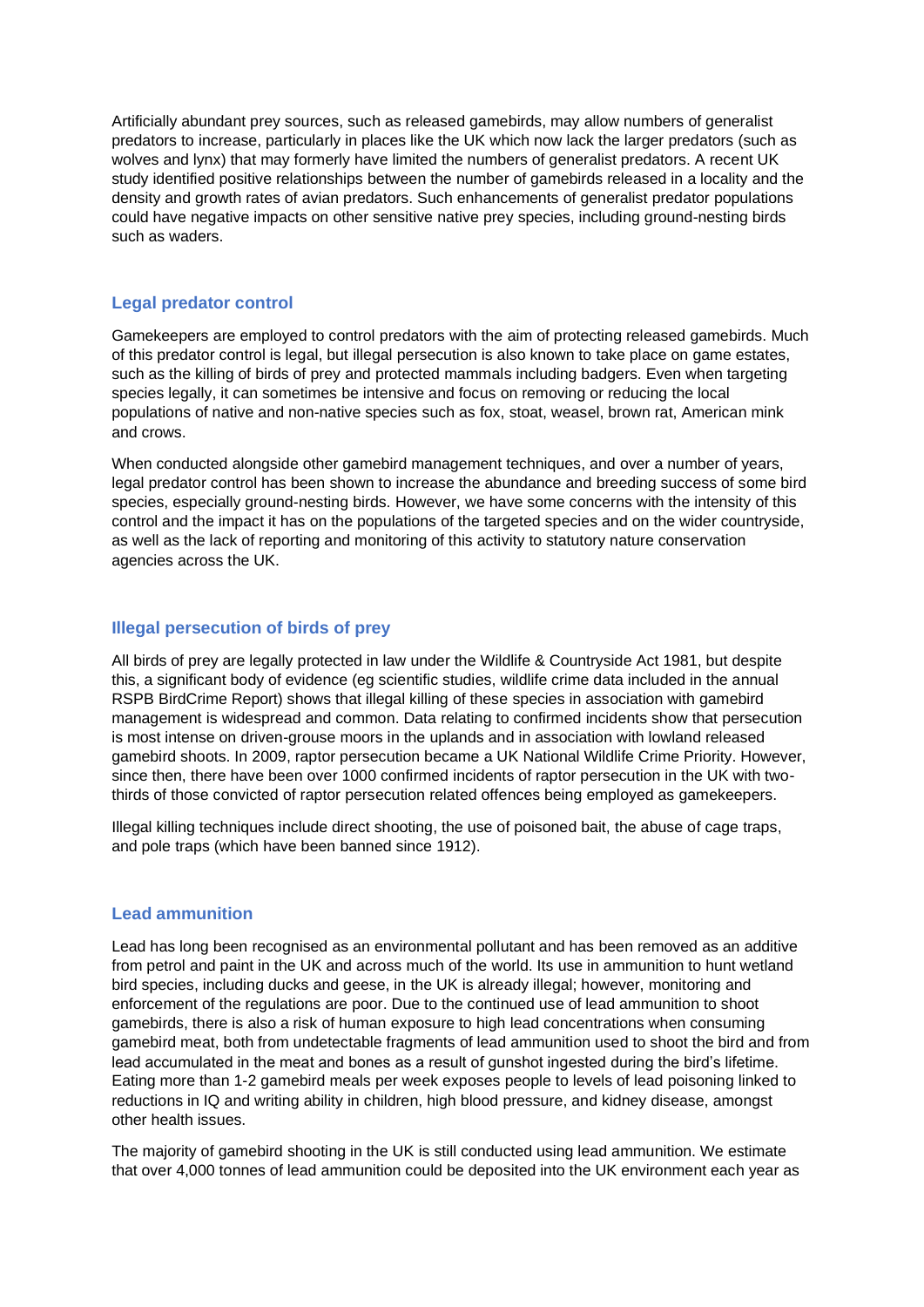Artificially abundant prey sources, such as released gamebirds, may allow numbers of generalist predators to increase, particularly in places like the UK which now lack the larger predators (such as wolves and lynx) that may formerly have limited the numbers of generalist predators. A recent UK study identified positive relationships between the number of gamebirds released in a locality and the density and growth rates of avian predators. Such enhancements of generalist predator populations could have negative impacts on other sensitive native prey species, including ground-nesting birds such as waders.

## Legal predator control

Gamekeepers are employed to control predators with the aim of protecting released gamebirds. Much of this predator control is legal, but illegal persecution is also known to take place on game estates, such as the killing of birds of prey and protected mammals including badgers. Even when targeting species legally, it can sometimes be intensive and focus on removing or reducing the local populations of native and non-native species such as fox, stoat, weasel, brown rat, American mink and crows.

When conducted alongside other gamebird management techniques, and over a number of years, legal predator control has been shown to increase the abundance and breeding success of some bird species, especially ground-nesting birds. However, we have some concerns with the intensity of this control and the impact it has on the populations of the targeted species and on the wider countryside, as well as the lack of reporting and monitoring of this activity to statutory nature conservation agencies across the UK.

## Illegal persecution of birds of prey

All birds of prey are legally protected in law under the Wildlife & Countryside Act 1981, but despite this, a significant body of evidence (eg scientific studies, wildlife crime data included in the annual RSPB BirdCrime Report) shows that illegal killing of these species in association with gamebird management is widespread and common. Data relating to confirmed incidents show that persecution is most intense on driven-grouse moors in the uplands and in association with lowland released gamebird shoots. In 2009, raptor persecution became a UK National Wildlife Crime Priority. However, since then, there have been over 1000 confirmed incidents of raptor persecution in the UK with two-thirds of those convicted of raptor persecution related offences being employed as gamekeepers.

Illegal killing techniques include direct shooting, the use of poisoned bait, the abuse of cage traps, and pole traps (which have been banned since 1912).

## Lead ammunition

Lead has long been recognised as an environmental pollutant and has been removed as an additive from petrol and paint in the UK and across much of the world. Its use in ammunition to hunt wetland bird species, including ducks and geese, in the UK is already illegal; however, monitoring and enforcement of the regulations are poor. Due to the continued use of lead ammunition to shoot gamebirds, there is also a risk of human exposure to high lead concentrations when consuming gamebird meat, both from undetectable fragments of lead ammunition used to shoot the bird and from lead accumulated in the meat and bones as a result of gunshot ingested during the bird's lifetime. Eating more than 1-2 gamebird meals per week exposes people to levels of lead poisoning linked to reductions in IQ and writing ability in children, high blood pressure, and kidney disease, amongst other health issues.

The majority of gamebird shooting in the UK is still conducted using lead ammunition. We estimate that over 4,000 tonnes of lead ammunition could be deposited into the UK environment each year as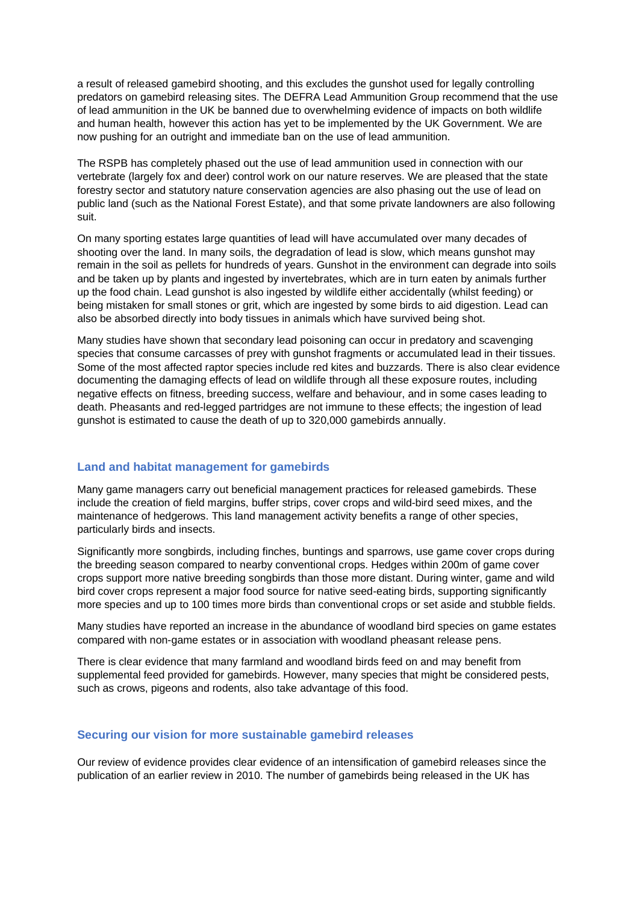a result of released gamebird shooting, and this excludes the gunshot used for legally controlling predators on gamebird releasing sites. The DEFRA Lead Ammunition Group recommend that the use of lead ammunition in the UK be banned due to overwhelming evidence of impacts on both wildlife and human health, however this action has yet to be implemented by the UK Government. We are now pushing for an outright and immediate ban on the use of lead ammunition.

The RSPB has completely phased out the use of lead ammunition used in connection with our vertebrate (largely fox and deer) control work on our nature reserves. We are pleased that the state forestry sector and statutory nature conservation agencies are also phasing out the use of lead on public land (such as the National Forest Estate), and that some private landowners are also following suit.

On many sporting estates large quantities of lead will have accumulated over many decades of shooting over the land. In many soils, the degradation of lead is slow, which means gunshot may remain in the soil as pellets for hundreds of years. Gunshot in the environment can degrade into soils and be taken up by plants and ingested by invertebrates, which are in turn eaten by animals further up the food chain. Lead gunshot is also ingested by wildlife either accidentally (whilst feeding) or being mistaken for small stones or grit, which are ingested by some birds to aid digestion. Lead can also be absorbed directly into body tissues in animals which have survived being shot.

Many studies have shown that secondary lead poisoning can occur in predatory and scavenging species that consume carcasses of prey with gunshot fragments or accumulated lead in their tissues. Some of the most affected raptor species include red kites and buzzards. There is also clear evidence documenting the damaging effects of lead on wildlife through all these exposure routes, including negative effects on fitness, breeding success, welfare and behaviour, and in some cases leading to death. Pheasants and red-legged partridges are not immune to these effects; the ingestion of lead gunshot is estimated to cause the death of up to 320,000 gamebirds annually.

## Land and habitat management for gamebirds

Many game managers carry out beneficial management practices for released gamebirds. These include the creation of field margins, buffer strips, cover crops and wild-bird seed mixes, and the maintenance of hedgerows. This land management activity benefits a range of other species, particularly birds and insects.

Significantly more songbirds, including finches, buntings and sparrows, use game cover crops during the breeding season compared to nearby conventional crops. Hedges within 200m of game cover crops support more native breeding songbirds than those more distant. During winter, game and wild bird cover crops represent a major food source for native seed-eating birds, supporting significantly more species and up to 100 times more birds than conventional crops or set aside and stubble fields.

Many studies have reported an increase in the abundance of woodland bird species on game estates compared with non-game estates or in association with woodland pheasant release pens.

There is clear evidence that many farmland and woodland birds feed on and may benefit from supplemental feed provided for gamebirds. However, many species that might be considered pests, such as crows, pigeons and rodents, also take advantage of this food.

## Securing our vision for more sustainable gamebird releases

Our review of evidence provides clear evidence of an intensification of gamebird releases since the publication of an earlier review in 2010. The number of gamebirds being released in the UK has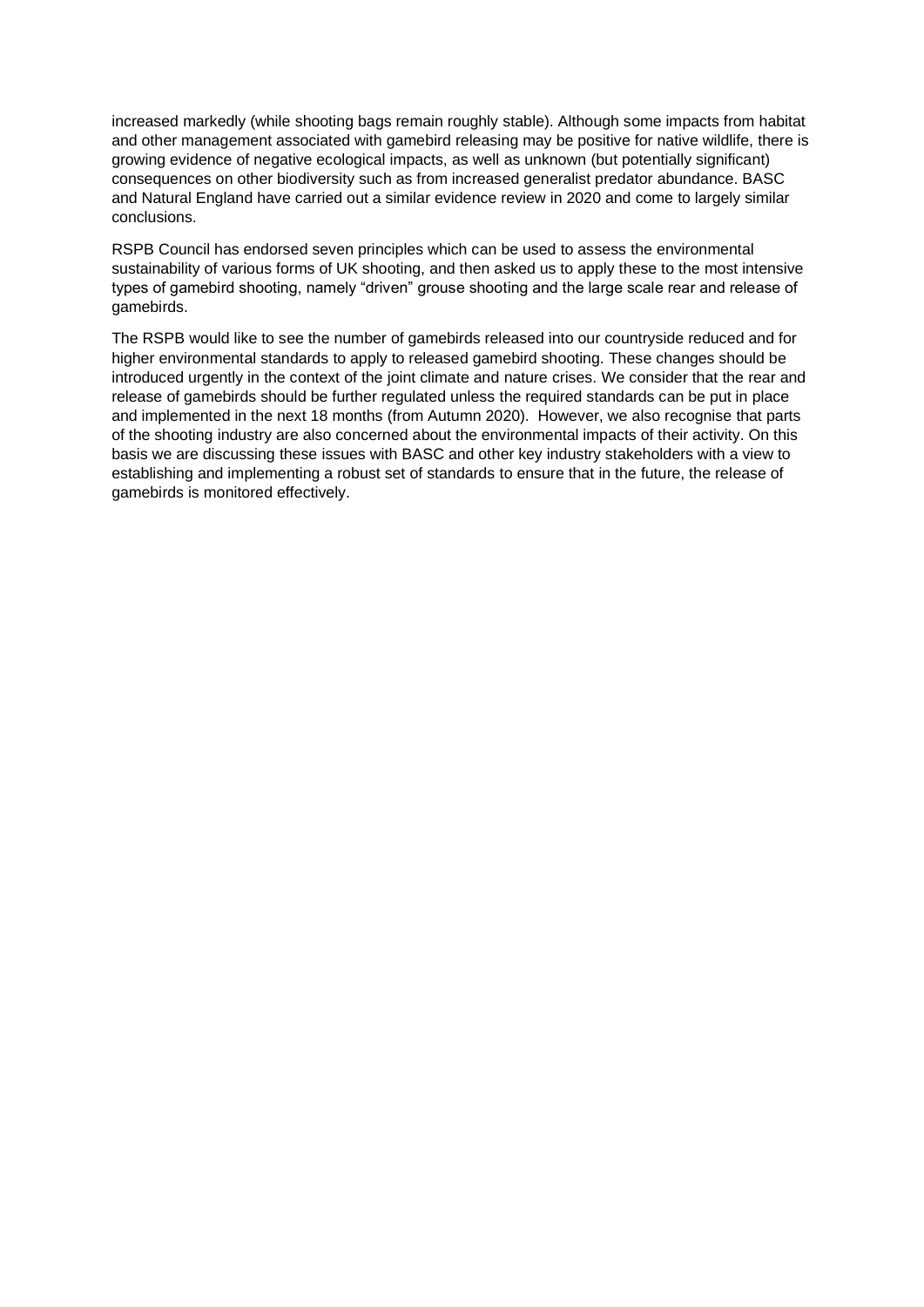increased markedly (while shooting bags remain roughly stable). Although some impacts from habitat and other management associated with gamebird releasing may be positive for native wildlife, there is growing evidence of negative ecological impacts, as well as unknown (but potentially significant) consequences on other biodiversity such as from increased generalist predator abundance. BASC and Natural England have carried out a similar evidence review in 2020 and come to largely similar conclusions.

RSPB Council has endorsed seven principles which can be used to assess the environmental sustainability of various forms of UK shooting, and then asked us to apply these to the most intensive types of gamebird shooting, namely "driven" grouse shooting and the large scale rear and release of gamebirds.

The RSPB would like to see the number of gamebirds released into our countryside reduced and for higher environmental standards to apply to released gamebird shooting. These changes should be introduced urgently in the context of the joint climate and nature crises. We consider that the rear and release of gamebirds should be further regulated unless the required standards can be put in place and implemented in the next 18 months (from Autumn 2020). However, we also recognise that parts of the shooting industry are also concerned about the environmental impacts of their activity. On this basis we are discussing these issues with BASC and other key industry stakeholders with a view to establishing and implementing a robust set of standards to ensure that in the future, the release of gamebirds is monitored effectively.